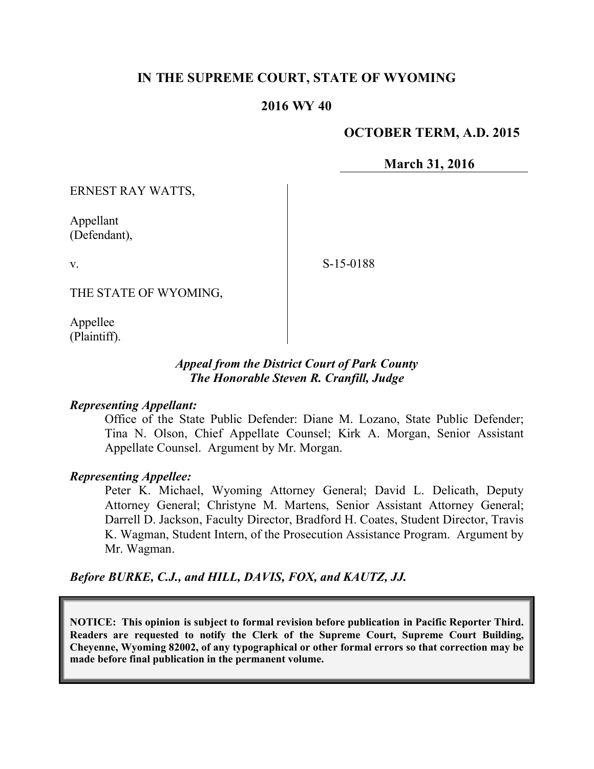**IN THE SUPREME COURT, STATE OF WYOMING**

**2016 WY 40**

**OCTOBER TERM, A.D. 2015**

**March 31, 2016**

ERNEST RAY WATTS,

Appellant
(Defendant),

v.

THE STATE OF WYOMING,

Appellee
(Plaintiff).

S-15-0188

***Appeal from the District Court of Park County***
***The Honorable Steven R. Cranfill, Judge***

***Representing Appellant:***

Office of the State Public Defender: Diane M. Lozano, State Public Defender; Tina N. Olson, Chief Appellate Counsel; Kirk A. Morgan, Senior Assistant Appellate Counsel. Argument by Mr. Morgan.

***Representing Appellee:***

Peter K. Michael, Wyoming Attorney General; David L. Delicath, Deputy Attorney General; Christyne M. Martens, Senior Assistant Attorney General; Darrell D. Jackson, Faculty Director, Bradford H. Coates, Student Director, Travis K. Wagman, Student Intern, of the Prosecution Assistance Program. Argument by Mr. Wagman.

***Before BURKE, C.J., and HILL, DAVIS, FOX, and KAUTZ, JJ.***

**NOTICE: This opinion is subject to formal revision before publication in Pacific Reporter Third. Readers are requested to notify the Clerk of the Supreme Court, Supreme Court Building, Cheyenne, Wyoming 82002, of any typographical or other formal errors so that correction may be made before final publication in the permanent volume.**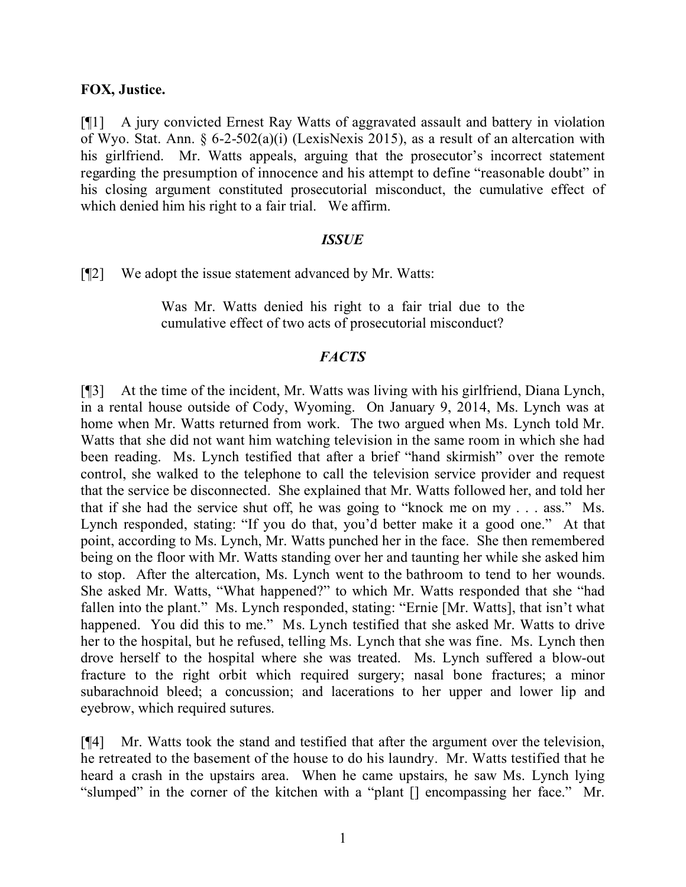**FOX, Justice.**

[¶1] A jury convicted Ernest Ray Watts of aggravated assault and battery in violation of Wyo. Stat. Ann. § 6-2-502(a)(i) (LexisNexis 2015), as a result of an altercation with his girlfriend. Mr. Watts appeals, arguing that the prosecutor's incorrect statement regarding the presumption of innocence and his attempt to define "reasonable doubt" in his closing argument constituted prosecutorial misconduct, the cumulative effect of which denied him his right to a fair trial. We affirm.

### *ISSUE*

[¶2] We adopt the issue statement advanced by Mr. Watts:

> Was Mr. Watts denied his right to a fair trial due to the cumulative effect of two acts of prosecutorial misconduct?

### *FACTS*

[¶3] At the time of the incident, Mr. Watts was living with his girlfriend, Diana Lynch, in a rental house outside of Cody, Wyoming. On January 9, 2014, Ms. Lynch was at home when Mr. Watts returned from work. The two argued when Ms. Lynch told Mr. Watts that she did not want him watching television in the same room in which she had been reading. Ms. Lynch testified that after a brief "hand skirmish" over the remote control, she walked to the telephone to call the television service provider and request that the service be disconnected. She explained that Mr. Watts followed her, and told her that if she had the service shut off, he was going to "knock me on my . . . ass." Ms. Lynch responded, stating: "If you do that, you'd better make it a good one." At that point, according to Ms. Lynch, Mr. Watts punched her in the face. She then remembered being on the floor with Mr. Watts standing over her and taunting her while she asked him to stop. After the altercation, Ms. Lynch went to the bathroom to tend to her wounds. She asked Mr. Watts, "What happened?" to which Mr. Watts responded that she "had fallen into the plant." Ms. Lynch responded, stating: "Ernie [Mr. Watts], that isn't what happened. You did this to me." Ms. Lynch testified that she asked Mr. Watts to drive her to the hospital, but he refused, telling Ms. Lynch that she was fine. Ms. Lynch then drove herself to the hospital where she was treated. Ms. Lynch suffered a blow-out fracture to the right orbit which required surgery; nasal bone fractures; a minor subarachnoid bleed; a concussion; and lacerations to her upper and lower lip and eyebrow, which required sutures.

[¶4] Mr. Watts took the stand and testified that after the argument over the television, he retreated to the basement of the house to do his laundry. Mr. Watts testified that he heard a crash in the upstairs area. When he came upstairs, he saw Ms. Lynch lying "slumped" in the corner of the kitchen with a "plant [] encompassing her face." Mr.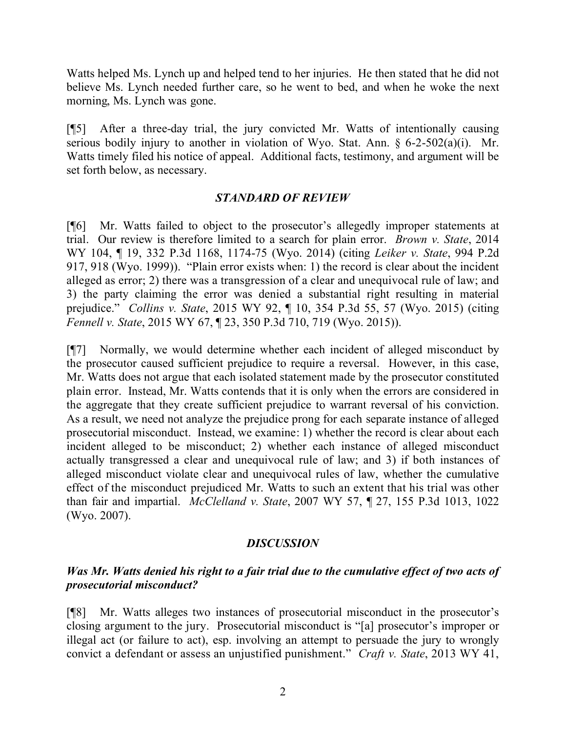Watts helped Ms. Lynch up and helped tend to her injuries. He then stated that he did not believe Ms. Lynch needed further care, so he went to bed, and when he woke the next morning, Ms. Lynch was gone.

[¶5] After a three-day trial, the jury convicted Mr. Watts of intentionally causing serious bodily injury to another in violation of Wyo. Stat. Ann. § 6-2-502(a)(i). Mr. Watts timely filed his notice of appeal. Additional facts, testimony, and argument will be set forth below, as necessary.

### *STANDARD OF REVIEW*

[¶6] Mr. Watts failed to object to the prosecutor's allegedly improper statements at trial. Our review is therefore limited to a search for plain error. *Brown v. State*, 2014 WY 104, ¶ 19, 332 P.3d 1168, 1174-75 (Wyo. 2014) (citing *Leiker v. State*, 994 P.2d 917, 918 (Wyo. 1999)). "Plain error exists when: 1) the record is clear about the incident alleged as error; 2) there was a transgression of a clear and unequivocal rule of law; and 3) the party claiming the error was denied a substantial right resulting in material prejudice." *Collins v. State*, 2015 WY 92, ¶ 10, 354 P.3d 55, 57 (Wyo. 2015) (citing *Fennell v. State*, 2015 WY 67, ¶ 23, 350 P.3d 710, 719 (Wyo. 2015)).

[¶7] Normally, we would determine whether each incident of alleged misconduct by the prosecutor caused sufficient prejudice to require a reversal. However, in this case, Mr. Watts does not argue that each isolated statement made by the prosecutor constituted plain error. Instead, Mr. Watts contends that it is only when the errors are considered in the aggregate that they create sufficient prejudice to warrant reversal of his conviction. As a result, we need not analyze the prejudice prong for each separate instance of alleged prosecutorial misconduct. Instead, we examine: 1) whether the record is clear about each incident alleged to be misconduct; 2) whether each instance of alleged misconduct actually transgressed a clear and unequivocal rule of law; and 3) if both instances of alleged misconduct violate clear and unequivocal rules of law, whether the cumulative effect of the misconduct prejudiced Mr. Watts to such an extent that his trial was other than fair and impartial. *McClelland v. State*, 2007 WY 57, ¶ 27, 155 P.3d 1013, 1022 (Wyo. 2007).

### *DISCUSSION*

#### *Was Mr. Watts denied his right to a fair trial due to the cumulative effect of two acts of prosecutorial misconduct?*

[¶8] Mr. Watts alleges two instances of prosecutorial misconduct in the prosecutor's closing argument to the jury. Prosecutorial misconduct is "[a] prosecutor's improper or illegal act (or failure to act), esp. involving an attempt to persuade the jury to wrongly convict a defendant or assess an unjustified punishment." *Craft v. State*, 2013 WY 41,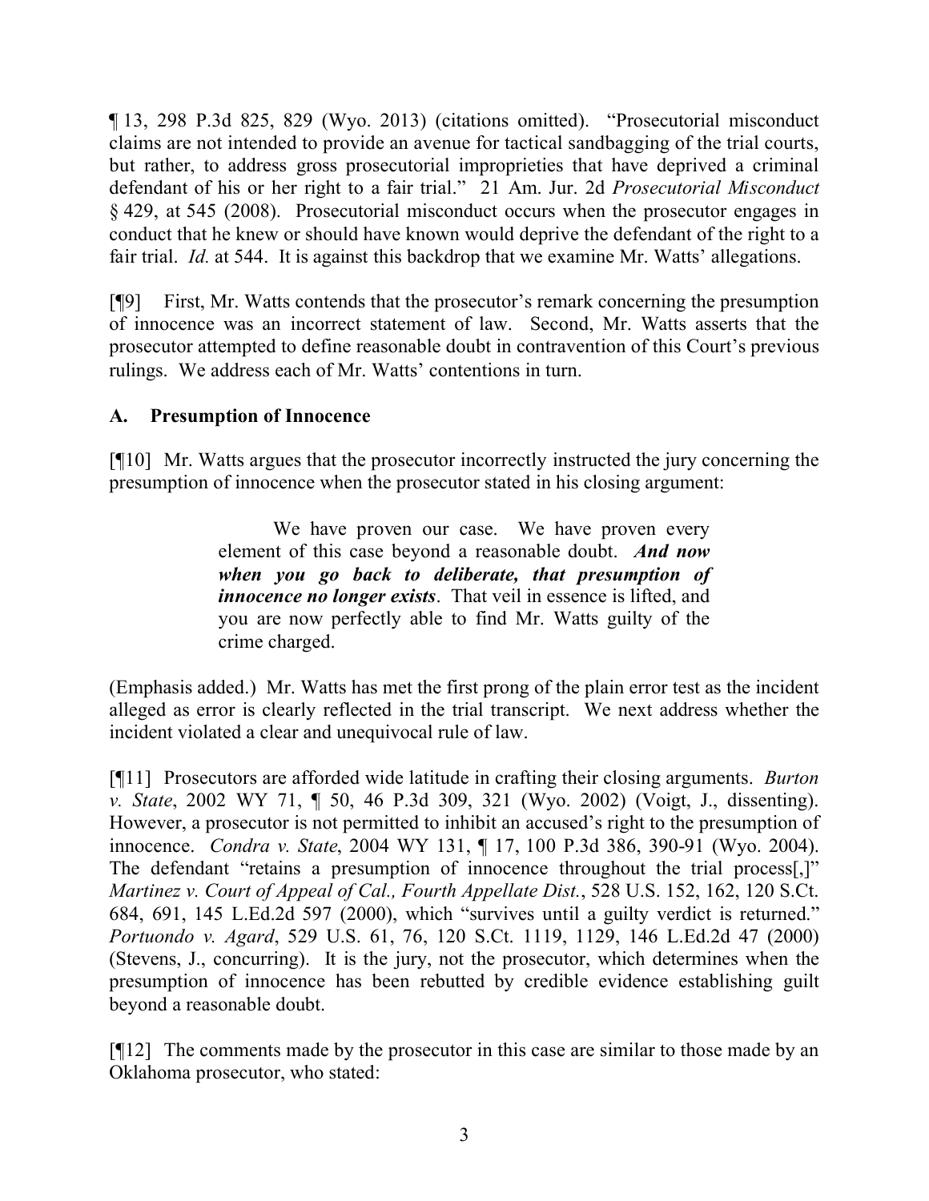¶ 13, 298 P.3d 825, 829 (Wyo. 2013) (citations omitted). "Prosecutorial misconduct claims are not intended to provide an avenue for tactical sandbagging of the trial courts, but rather, to address gross prosecutorial improprieties that have deprived a criminal defendant of his or her right to a fair trial." 21 Am. Jur. 2d *Prosecutorial Misconduct* § 429, at 545 (2008). Prosecutorial misconduct occurs when the prosecutor engages in conduct that he knew or should have known would deprive the defendant of the right to a fair trial. *Id.* at 544. It is against this backdrop that we examine Mr. Watts' allegations.

[¶9] First, Mr. Watts contends that the prosecutor's remark concerning the presumption of innocence was an incorrect statement of law. Second, Mr. Watts asserts that the prosecutor attempted to define reasonable doubt in contravention of this Court's previous rulings. We address each of Mr. Watts' contentions in turn.

## A. Presumption of Innocence

[¶10] Mr. Watts argues that the prosecutor incorrectly instructed the jury concerning the presumption of innocence when the prosecutor stated in his closing argument:

> We have proven our case. We have proven every element of this case beyond a reasonable doubt. ***And now when you go back to deliberate, that presumption of innocence no longer exists***. That veil in essence is lifted, and you are now perfectly able to find Mr. Watts guilty of the crime charged.

(Emphasis added.) Mr. Watts has met the first prong of the plain error test as the incident alleged as error is clearly reflected in the trial transcript. We next address whether the incident violated a clear and unequivocal rule of law.

[¶11] Prosecutors are afforded wide latitude in crafting their closing arguments. *Burton v. State*, 2002 WY 71, ¶ 50, 46 P.3d 309, 321 (Wyo. 2002) (Voigt, J., dissenting). However, a prosecutor is not permitted to inhibit an accused's right to the presumption of innocence. *Condra v. State*, 2004 WY 131, ¶ 17, 100 P.3d 386, 390-91 (Wyo. 2004). The defendant "retains a presumption of innocence throughout the trial process[,]" *Martinez v. Court of Appeal of Cal., Fourth Appellate Dist.*, 528 U.S. 152, 162, 120 S.Ct. 684, 691, 145 L.Ed.2d 597 (2000), which "survives until a guilty verdict is returned." *Portuondo v. Agard*, 529 U.S. 61, 76, 120 S.Ct. 1119, 1129, 146 L.Ed.2d 47 (2000) (Stevens, J., concurring). It is the jury, not the prosecutor, which determines when the presumption of innocence has been rebutted by credible evidence establishing guilt beyond a reasonable doubt.

[¶12] The comments made by the prosecutor in this case are similar to those made by an Oklahoma prosecutor, who stated: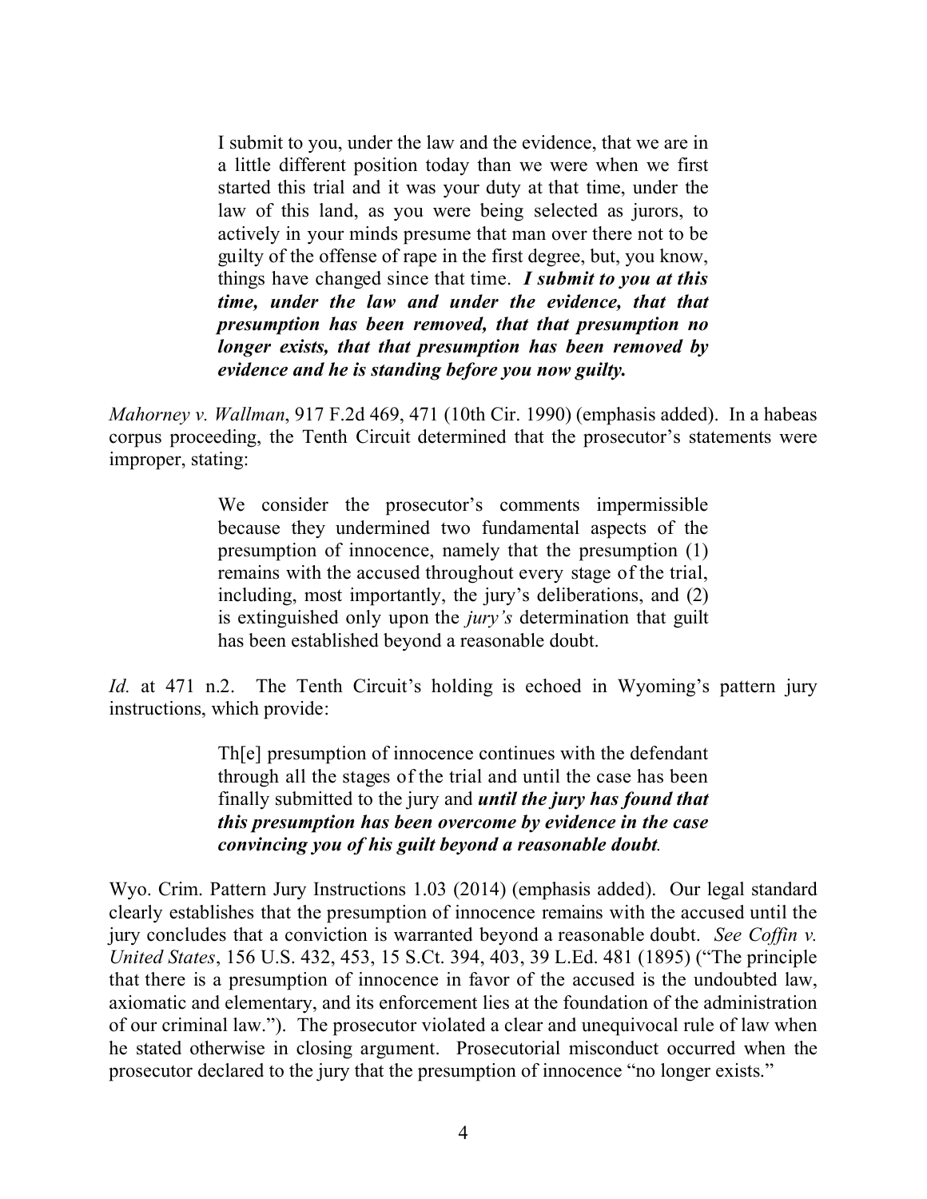> I submit to you, under the law and the evidence, that we are in a little different position today than we were when we first started this trial and it was your duty at that time, under the law of this land, as you were being selected as jurors, to actively in your minds presume that man over there not to be guilty of the offense of rape in the first degree, but, you know, things have changed since that time. ***I submit to you at this time, under the law and under the evidence, that that presumption has been removed, that that presumption no longer exists, that that presumption has been removed by evidence and he is standing before you now guilty.***

*Mahorney v. Wallman*, 917 F.2d 469, 471 (10th Cir. 1990) (emphasis added). In a habeas corpus proceeding, the Tenth Circuit determined that the prosecutor's statements were improper, stating:

> We consider the prosecutor's comments impermissible because they undermined two fundamental aspects of the presumption of innocence, namely that the presumption (1) remains with the accused throughout every stage of the trial, including, most importantly, the jury's deliberations, and (2) is extinguished only upon the *jury's* determination that guilt has been established beyond a reasonable doubt.

*Id.* at 471 n.2. The Tenth Circuit's holding is echoed in Wyoming's pattern jury instructions, which provide:

> Th[e] presumption of innocence continues with the defendant through all the stages of the trial and until the case has been finally submitted to the jury and ***until the jury has found that this presumption has been overcome by evidence in the case convincing you of his guilt beyond a reasonable doubt***.

Wyo. Crim. Pattern Jury Instructions 1.03 (2014) (emphasis added). Our legal standard clearly establishes that the presumption of innocence remains with the accused until the jury concludes that a conviction is warranted beyond a reasonable doubt. *See Coffin v. United States*, 156 U.S. 432, 453, 15 S.Ct. 394, 403, 39 L.Ed. 481 (1895) ("The principle that there is a presumption of innocence in favor of the accused is the undoubted law, axiomatic and elementary, and its enforcement lies at the foundation of the administration of our criminal law."). The prosecutor violated a clear and unequivocal rule of law when he stated otherwise in closing argument. Prosecutorial misconduct occurred when the prosecutor declared to the jury that the presumption of innocence "no longer exists."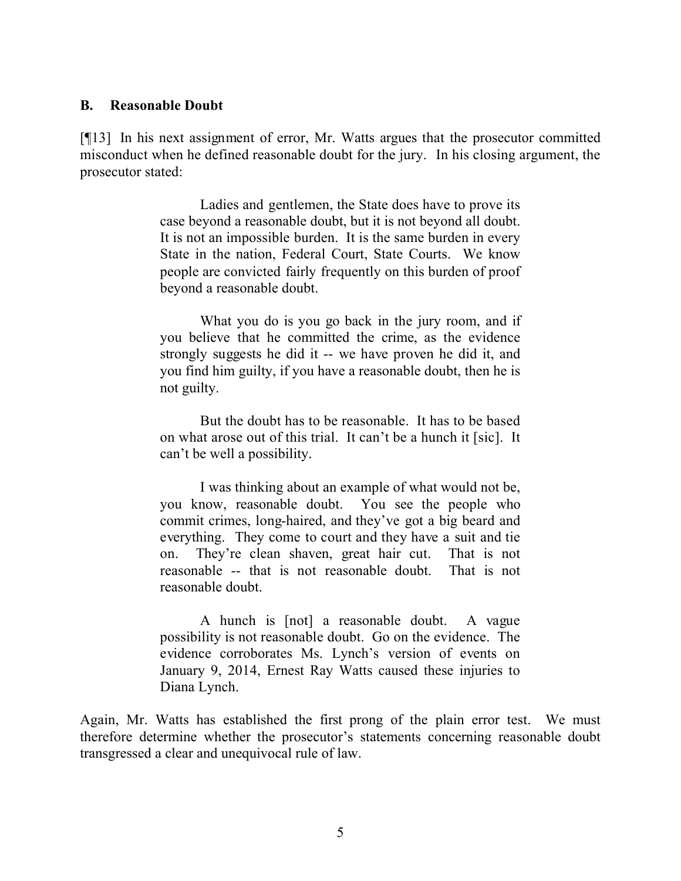### B. Reasonable Doubt

[¶13] In his next assignment of error, Mr. Watts argues that the prosecutor committed misconduct when he defined reasonable doubt for the jury. In his closing argument, the prosecutor stated:

> Ladies and gentlemen, the State does have to prove its case beyond a reasonable doubt, but it is not beyond all doubt. It is not an impossible burden. It is the same burden in every State in the nation, Federal Court, State Courts. We know people are convicted fairly frequently on this burden of proof beyond a reasonable doubt.
>
> What you do is you go back in the jury room, and if you believe that he committed the crime, as the evidence strongly suggests he did it -- we have proven he did it, and you find him guilty, if you have a reasonable doubt, then he is not guilty.
>
> But the doubt has to be reasonable. It has to be based on what arose out of this trial. It can't be a hunch it [sic]. It can't be well a possibility.
>
> I was thinking about an example of what would not be, you know, reasonable doubt. You see the people who commit crimes, long-haired, and they've got a big beard and everything. They come to court and they have a suit and tie on. They're clean shaven, great hair cut. That is not reasonable -- that is not reasonable doubt. That is not reasonable doubt.
>
> A hunch is [not] a reasonable doubt. A vague possibility is not reasonable doubt. Go on the evidence. The evidence corroborates Ms. Lynch's version of events on January 9, 2014, Ernest Ray Watts caused these injuries to Diana Lynch.

Again, Mr. Watts has established the first prong of the plain error test. We must therefore determine whether the prosecutor's statements concerning reasonable doubt transgressed a clear and unequivocal rule of law.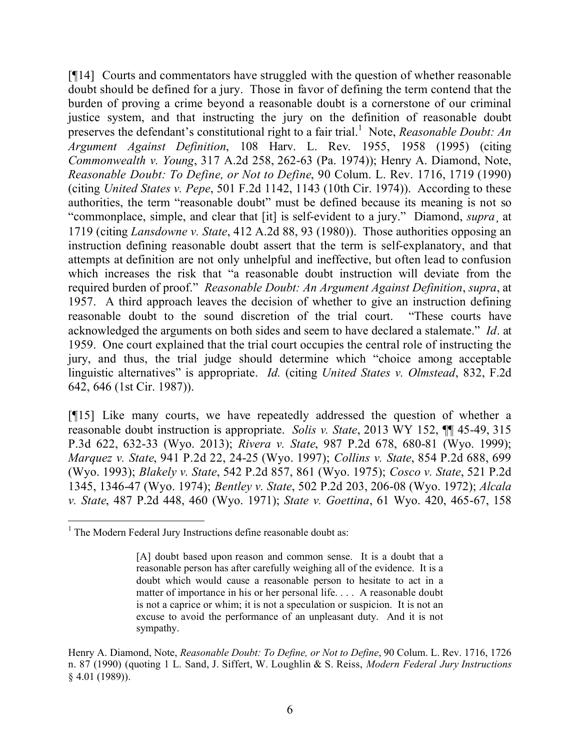[¶14] Courts and commentators have struggled with the question of whether reasonable doubt should be defined for a jury. Those in favor of defining the term contend that the burden of proving a crime beyond a reasonable doubt is a cornerstone of our criminal justice system, and that instructing the jury on the definition of reasonable doubt preserves the defendant's constitutional right to a fair trial.[1] Note, *Reasonable Doubt: An Argument Against Definition*, 108 Harv. L. Rev. 1955, 1958 (1995) (citing *Commonwealth v. Young*, 317 A.2d 258, 262-63 (Pa. 1974)); Henry A. Diamond, Note, *Reasonable Doubt: To Define, or Not to Define*, 90 Colum. L. Rev. 1716, 1719 (1990) (citing *United States v. Pepe*, 501 F.2d 1142, 1143 (10th Cir. 1974)). According to these authorities, the term "reasonable doubt" must be defined because its meaning is not so "commonplace, simple, and clear that [it] is self-evident to a jury." Diamond, *supra*¸ at 1719 (citing *Lansdowne v. State*, 412 A.2d 88, 93 (1980)). Those authorities opposing an instruction defining reasonable doubt assert that the term is self-explanatory, and that attempts at definition are not only unhelpful and ineffective, but often lead to confusion which increases the risk that "a reasonable doubt instruction will deviate from the required burden of proof." *Reasonable Doubt: An Argument Against Definition*, *supra*, at 1957. A third approach leaves the decision of whether to give an instruction defining reasonable doubt to the sound discretion of the trial court. "These courts have acknowledged the arguments on both sides and seem to have declared a stalemate." *Id*. at 1959. One court explained that the trial court occupies the central role of instructing the jury, and thus, the trial judge should determine which "choice among acceptable linguistic alternatives" is appropriate. *Id.* (citing *United States v. Olmstead*, 832, F.2d 642, 646 (1st Cir. 1987)).

[¶15] Like many courts, we have repeatedly addressed the question of whether a reasonable doubt instruction is appropriate. *Solis v. State*, 2013 WY 152, ¶¶ 45-49, 315 P.3d 622, 632-33 (Wyo. 2013); *Rivera v. State*, 987 P.2d 678, 680-81 (Wyo. 1999); *Marquez v. State*, 941 P.2d 22, 24-25 (Wyo. 1997); *Collins v. State*, 854 P.2d 688, 699 (Wyo. 1993); *Blakely v. State*, 542 P.2d 857, 861 (Wyo. 1975); *Cosco v. State*, 521 P.2d 1345, 1346-47 (Wyo. 1974); *Bentley v. State*, 502 P.2d 203, 206-08 (Wyo. 1972); *Alcala v. State*, 487 P.2d 448, 460 (Wyo. 1971); *State v. Goettina*, 61 Wyo. 420, 465-67, 158

---

[1] The Modern Federal Jury Instructions define reasonable doubt as:

> [A] doubt based upon reason and common sense. It is a doubt that a reasonable person has after carefully weighing all of the evidence. It is a doubt which would cause a reasonable person to hesitate to act in a matter of importance in his or her personal life. . . . A reasonable doubt is not a caprice or whim; it is not a speculation or suspicion. It is not an excuse to avoid the performance of an unpleasant duty. And it is not sympathy.

Henry A. Diamond, Note, *Reasonable Doubt: To Define, or Not to Define*, 90 Colum. L. Rev. 1716, 1726 n. 87 (1990) (quoting 1 L. Sand, J. Siffert, W. Loughlin & S. Reiss, *Modern Federal Jury Instructions* § 4.01 (1989)).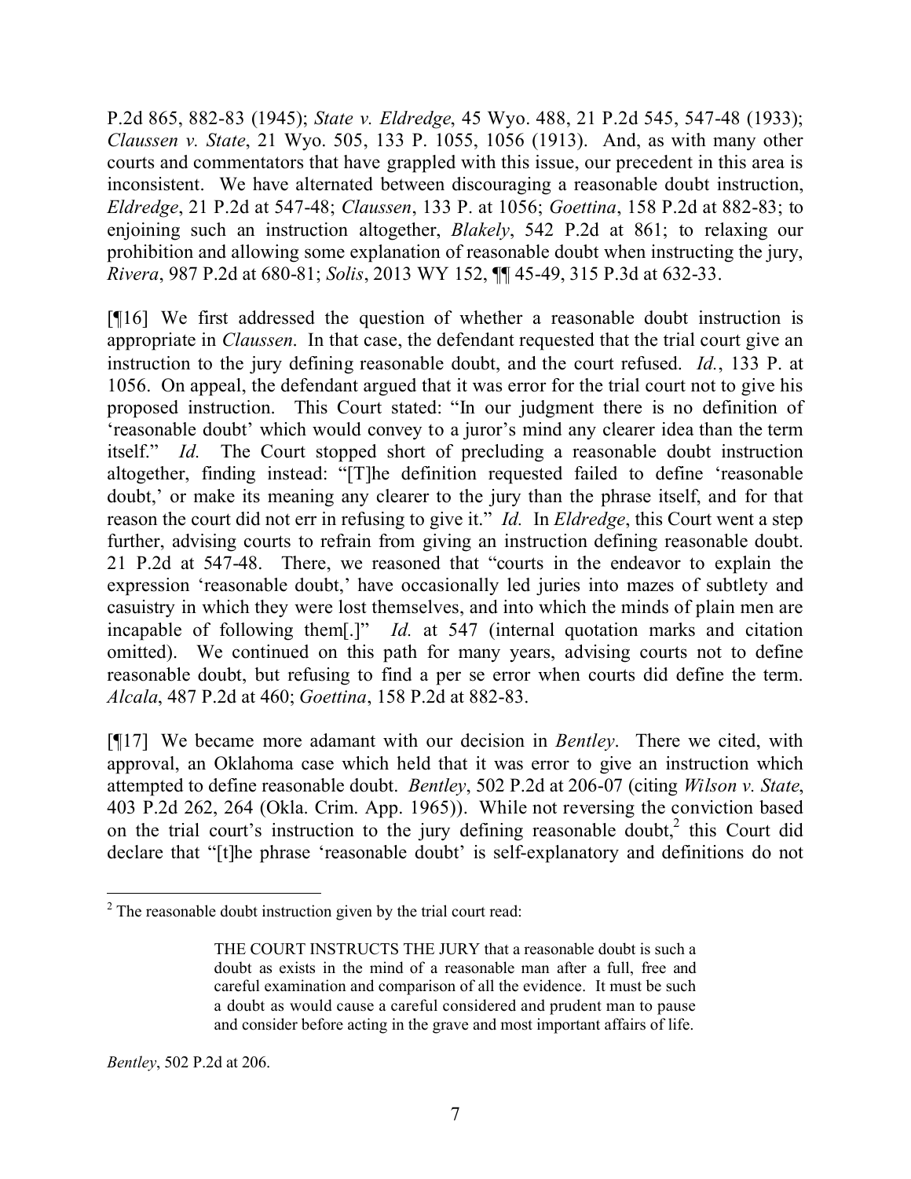P.2d 865, 882-83 (1945); *State v. Eldredge*, 45 Wyo. 488, 21 P.2d 545, 547-48 (1933); *Claussen v. State*, 21 Wyo. 505, 133 P. 1055, 1056 (1913). And, as with many other courts and commentators that have grappled with this issue, our precedent in this area is inconsistent. We have alternated between discouraging a reasonable doubt instruction, *Eldredge*, 21 P.2d at 547-48; *Claussen*, 133 P. at 1056; *Goettina*, 158 P.2d at 882-83; to enjoining such an instruction altogether, *Blakely*, 542 P.2d at 861; to relaxing our prohibition and allowing some explanation of reasonable doubt when instructing the jury, *Rivera*, 987 P.2d at 680-81; *Solis*, 2013 WY 152, ¶¶ 45-49, 315 P.3d at 632-33.

[¶16] We first addressed the question of whether a reasonable doubt instruction is appropriate in *Claussen*. In that case, the defendant requested that the trial court give an instruction to the jury defining reasonable doubt, and the court refused. *Id.*, 133 P. at 1056. On appeal, the defendant argued that it was error for the trial court not to give his proposed instruction. This Court stated: "In our judgment there is no definition of 'reasonable doubt' which would convey to a juror's mind any clearer idea than the term itself." *Id.* The Court stopped short of precluding a reasonable doubt instruction altogether, finding instead: "[T]he definition requested failed to define 'reasonable doubt,' or make its meaning any clearer to the jury than the phrase itself, and for that reason the court did not err in refusing to give it." *Id.* In *Eldredge*, this Court went a step further, advising courts to refrain from giving an instruction defining reasonable doubt. 21 P.2d at 547-48. There, we reasoned that "courts in the endeavor to explain the expression 'reasonable doubt,' have occasionally led juries into mazes of subtlety and casuistry in which they were lost themselves, and into which the minds of plain men are incapable of following them[.]" *Id.* at 547 (internal quotation marks and citation omitted). We continued on this path for many years, advising courts not to define reasonable doubt, but refusing to find a per se error when courts did define the term. *Alcala*, 487 P.2d at 460; *Goettina*, 158 P.2d at 882-83.

[¶17] We became more adamant with our decision in *Bentley*. There we cited, with approval, an Oklahoma case which held that it was error to give an instruction which attempted to define reasonable doubt. *Bentley*, 502 P.2d at 206-07 (citing *Wilson v. State*, 403 P.2d 262, 264 (Okla. Crim. App. 1965)). While not reversing the conviction based on the trial court's instruction to the jury defining reasonable doubt,[2] this Court did declare that "[t]he phrase 'reasonable doubt' is self-explanatory and definitions do not

---

[2] The reasonable doubt instruction given by the trial court read:

> THE COURT INSTRUCTS THE JURY that a reasonable doubt is such a doubt as exists in the mind of a reasonable man after a full, free and careful examination and comparison of all the evidence. It must be such a doubt as would cause a careful considered and prudent man to pause and consider before acting in the grave and most important affairs of life.

*Bentley*, 502 P.2d at 206.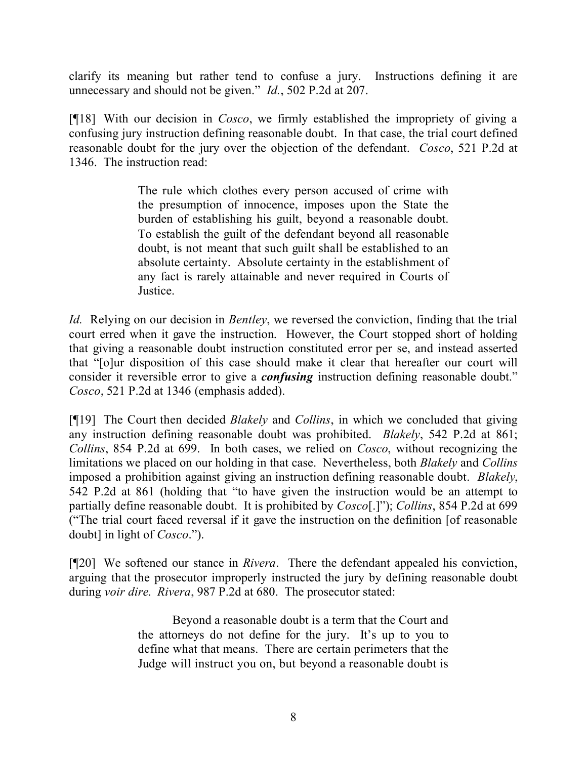clarify its meaning but rather tend to confuse a jury. Instructions defining it are unnecessary and should not be given." *Id.*, 502 P.2d at 207.

[¶18] With our decision in *Cosco*, we firmly established the impropriety of giving a confusing jury instruction defining reasonable doubt. In that case, the trial court defined reasonable doubt for the jury over the objection of the defendant. *Cosco*, 521 P.2d at 1346. The instruction read:

> The rule which clothes every person accused of crime with the presumption of innocence, imposes upon the State the burden of establishing his guilt, beyond a reasonable doubt. To establish the guilt of the defendant beyond all reasonable doubt, is not meant that such guilt shall be established to an absolute certainty. Absolute certainty in the establishment of any fact is rarely attainable and never required in Courts of Justice.

*Id.* Relying on our decision in *Bentley*, we reversed the conviction, finding that the trial court erred when it gave the instruction. However, the Court stopped short of holding that giving a reasonable doubt instruction constituted error per se, and instead asserted that "[o]ur disposition of this case should make it clear that hereafter our court will consider it reversible error to give a ***confusing*** instruction defining reasonable doubt." *Cosco*, 521 P.2d at 1346 (emphasis added).

[¶19] The Court then decided *Blakely* and *Collins*, in which we concluded that giving any instruction defining reasonable doubt was prohibited. *Blakely*, 542 P.2d at 861; *Collins*, 854 P.2d at 699. In both cases, we relied on *Cosco*, without recognizing the limitations we placed on our holding in that case. Nevertheless, both *Blakely* and *Collins* imposed a prohibition against giving an instruction defining reasonable doubt. *Blakely*, 542 P.2d at 861 (holding that "to have given the instruction would be an attempt to partially define reasonable doubt. It is prohibited by *Cosco*[.]"); *Collins*, 854 P.2d at 699 ("The trial court faced reversal if it gave the instruction on the definition [of reasonable doubt] in light of *Cosco*.").

[¶20] We softened our stance in *Rivera*. There the defendant appealed his conviction, arguing that the prosecutor improperly instructed the jury by defining reasonable doubt during *voir dire*. *Rivera*, 987 P.2d at 680. The prosecutor stated:

> Beyond a reasonable doubt is a term that the Court and the attorneys do not define for the jury. It's up to you to define what that means. There are certain perimeters that the Judge will instruct you on, but beyond a reasonable doubt is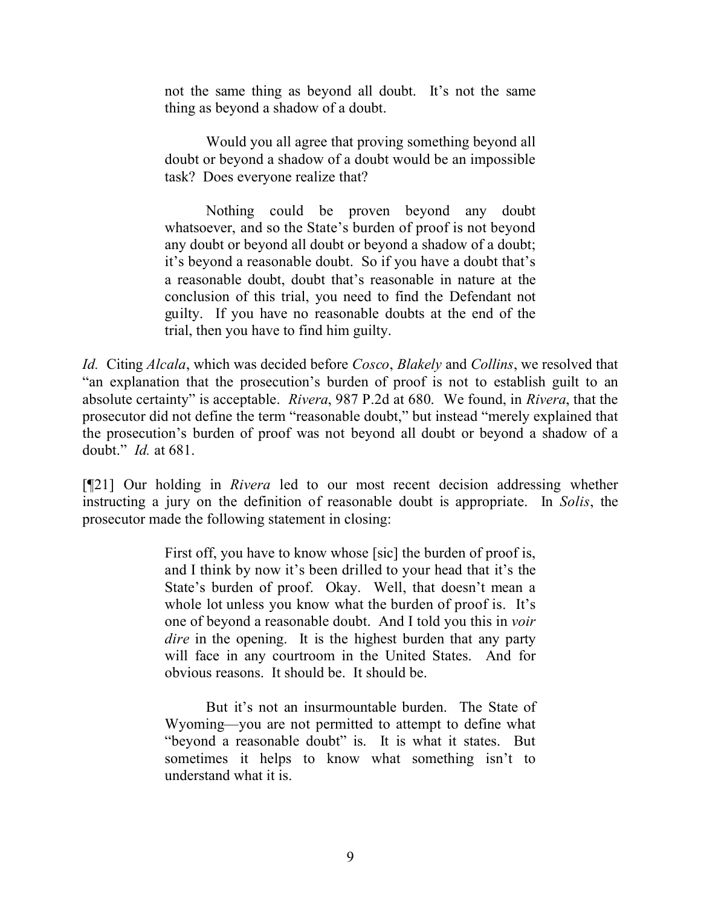> not the same thing as beyond all doubt. It's not the same thing as beyond a shadow of a doubt.
>
> Would you all agree that proving something beyond all doubt or beyond a shadow of a doubt would be an impossible task? Does everyone realize that?
>
> Nothing could be proven beyond any doubt whatsoever, and so the State's burden of proof is not beyond any doubt or beyond all doubt or beyond a shadow of a doubt; it's beyond a reasonable doubt. So if you have a doubt that's a reasonable doubt, doubt that's reasonable in nature at the conclusion of this trial, you need to find the Defendant not guilty. If you have no reasonable doubts at the end of the trial, then you have to find him guilty.

*Id.* Citing *Alcala*, which was decided before *Cosco*, *Blakely* and *Collins*, we resolved that "an explanation that the prosecution's burden of proof is not to establish guilt to an absolute certainty" is acceptable. *Rivera*, 987 P.2d at 680. We found, in *Rivera*, that the prosecutor did not define the term "reasonable doubt," but instead "merely explained that the prosecution's burden of proof was not beyond all doubt or beyond a shadow of a doubt." *Id.* at 681.

[¶21] Our holding in *Rivera* led to our most recent decision addressing whether instructing a jury on the definition of reasonable doubt is appropriate. In *Solis*, the prosecutor made the following statement in closing:

> First off, you have to know whose [sic] the burden of proof is, and I think by now it's been drilled to your head that it's the State's burden of proof. Okay. Well, that doesn't mean a whole lot unless you know what the burden of proof is. It's one of beyond a reasonable doubt. And I told you this in *voir dire* in the opening. It is the highest burden that any party will face in any courtroom in the United States. And for obvious reasons. It should be. It should be.
>
> But it's not an insurmountable burden. The State of Wyoming—you are not permitted to attempt to define what "beyond a reasonable doubt" is. It is what it states. But sometimes it helps to know what something isn't to understand what it is.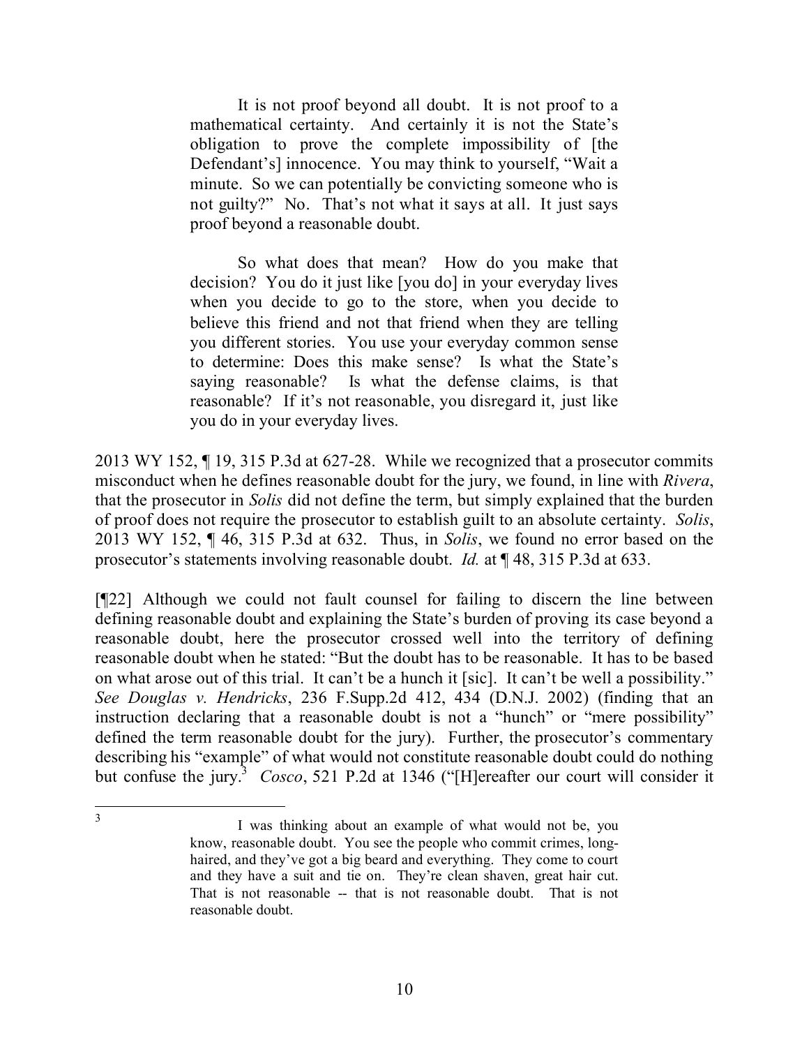> It is not proof beyond all doubt. It is not proof to a mathematical certainty. And certainly it is not the State's obligation to prove the complete impossibility of [the Defendant's] innocence. You may think to yourself, "Wait a minute. So we can potentially be convicting someone who is not guilty?" No. That's not what it says at all. It just says proof beyond a reasonable doubt.
>
> So what does that mean? How do you make that decision? You do it just like [you do] in your everyday lives when you decide to go to the store, when you decide to believe this friend and not that friend when they are telling you different stories. You use your everyday common sense to determine: Does this make sense? Is what the State's saying reasonable? Is what the defense claims, is that reasonable? If it's not reasonable, you disregard it, just like you do in your everyday lives.

2013 WY 152, ¶ 19, 315 P.3d at 627-28. While we recognized that a prosecutor commits misconduct when he defines reasonable doubt for the jury, we found, in line with *Rivera*, that the prosecutor in *Solis* did not define the term, but simply explained that the burden of proof does not require the prosecutor to establish guilt to an absolute certainty. *Solis*, 2013 WY 152, ¶ 46, 315 P.3d at 632. Thus, in *Solis*, we found no error based on the prosecutor's statements involving reasonable doubt. *Id.* at ¶ 48, 315 P.3d at 633.

[¶22] Although we could not fault counsel for failing to discern the line between defining reasonable doubt and explaining the State's burden of proving its case beyond a reasonable doubt, here the prosecutor crossed well into the territory of defining reasonable doubt when he stated: "But the doubt has to be reasonable. It has to be based on what arose out of this trial. It can't be a hunch it [sic]. It can't be well a possibility." *See Douglas v. Hendricks*, 236 F.Supp.2d 412, 434 (D.N.J. 2002) (finding that an instruction declaring that a reasonable doubt is not a "hunch" or "mere possibility" defined the term reasonable doubt for the jury). Further, the prosecutor's commentary describing his "example" of what would not constitute reasonable doubt could do nothing but confuse the jury.[3] *Cosco*, 521 P.2d at 1346 ("[H]ereafter our court will consider it

---

[3]
> I was thinking about an example of what would not be, you know, reasonable doubt. You see the people who commit crimes, long-haired, and they've got a big beard and everything. They come to court and they have a suit and tie on. They're clean shaven, great hair cut. That is not reasonable -- that is not reasonable doubt. That is not reasonable doubt.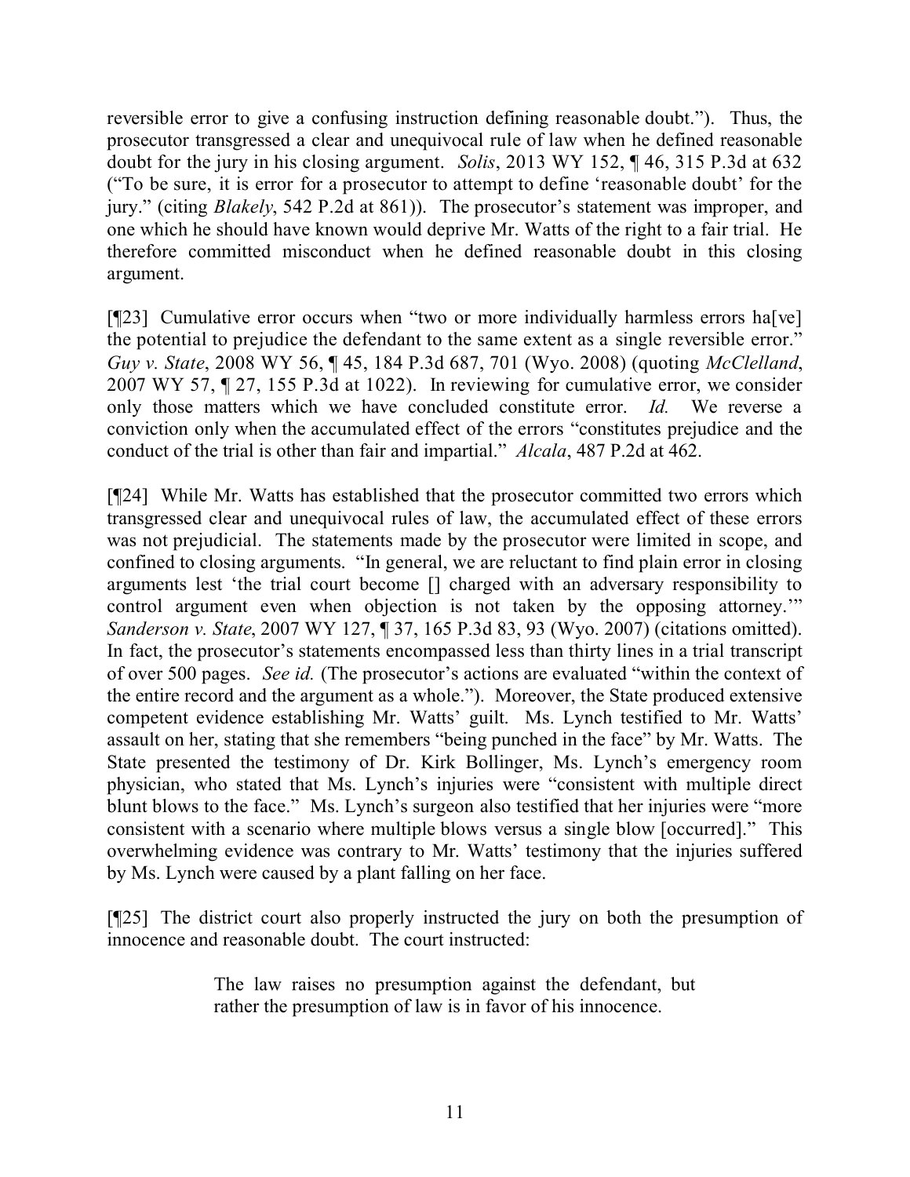reversible error to give a confusing instruction defining reasonable doubt."). Thus, the prosecutor transgressed a clear and unequivocal rule of law when he defined reasonable doubt for the jury in his closing argument. *Solis*, 2013 WY 152, ¶ 46, 315 P.3d at 632 ("To be sure, it is error for a prosecutor to attempt to define 'reasonable doubt' for the jury." (citing *Blakely*, 542 P.2d at 861)). The prosecutor's statement was improper, and one which he should have known would deprive Mr. Watts of the right to a fair trial. He therefore committed misconduct when he defined reasonable doubt in this closing argument.

[¶23] Cumulative error occurs when "two or more individually harmless errors ha[ve] the potential to prejudice the defendant to the same extent as a single reversible error." *Guy v. State*, 2008 WY 56, ¶ 45, 184 P.3d 687, 701 (Wyo. 2008) (quoting *McClelland*, 2007 WY 57, ¶ 27, 155 P.3d at 1022). In reviewing for cumulative error, we consider only those matters which we have concluded constitute error. *Id.* We reverse a conviction only when the accumulated effect of the errors "constitutes prejudice and the conduct of the trial is other than fair and impartial." *Alcala*, 487 P.2d at 462.

[¶24] While Mr. Watts has established that the prosecutor committed two errors which transgressed clear and unequivocal rules of law, the accumulated effect of these errors was not prejudicial. The statements made by the prosecutor were limited in scope, and confined to closing arguments. "In general, we are reluctant to find plain error in closing arguments lest 'the trial court become [] charged with an adversary responsibility to control argument even when objection is not taken by the opposing attorney.'" *Sanderson v. State*, 2007 WY 127, ¶ 37, 165 P.3d 83, 93 (Wyo. 2007) (citations omitted). In fact, the prosecutor's statements encompassed less than thirty lines in a trial transcript of over 500 pages. *See id.* (The prosecutor's actions are evaluated "within the context of the entire record and the argument as a whole."). Moreover, the State produced extensive competent evidence establishing Mr. Watts' guilt. Ms. Lynch testified to Mr. Watts' assault on her, stating that she remembers "being punched in the face" by Mr. Watts. The State presented the testimony of Dr. Kirk Bollinger, Ms. Lynch's emergency room physician, who stated that Ms. Lynch's injuries were "consistent with multiple direct blunt blows to the face." Ms. Lynch's surgeon also testified that her injuries were "more consistent with a scenario where multiple blows versus a single blow [occurred]." This overwhelming evidence was contrary to Mr. Watts' testimony that the injuries suffered by Ms. Lynch were caused by a plant falling on her face.

[¶25] The district court also properly instructed the jury on both the presumption of innocence and reasonable doubt. The court instructed:

> The law raises no presumption against the defendant, but rather the presumption of law is in favor of his innocence.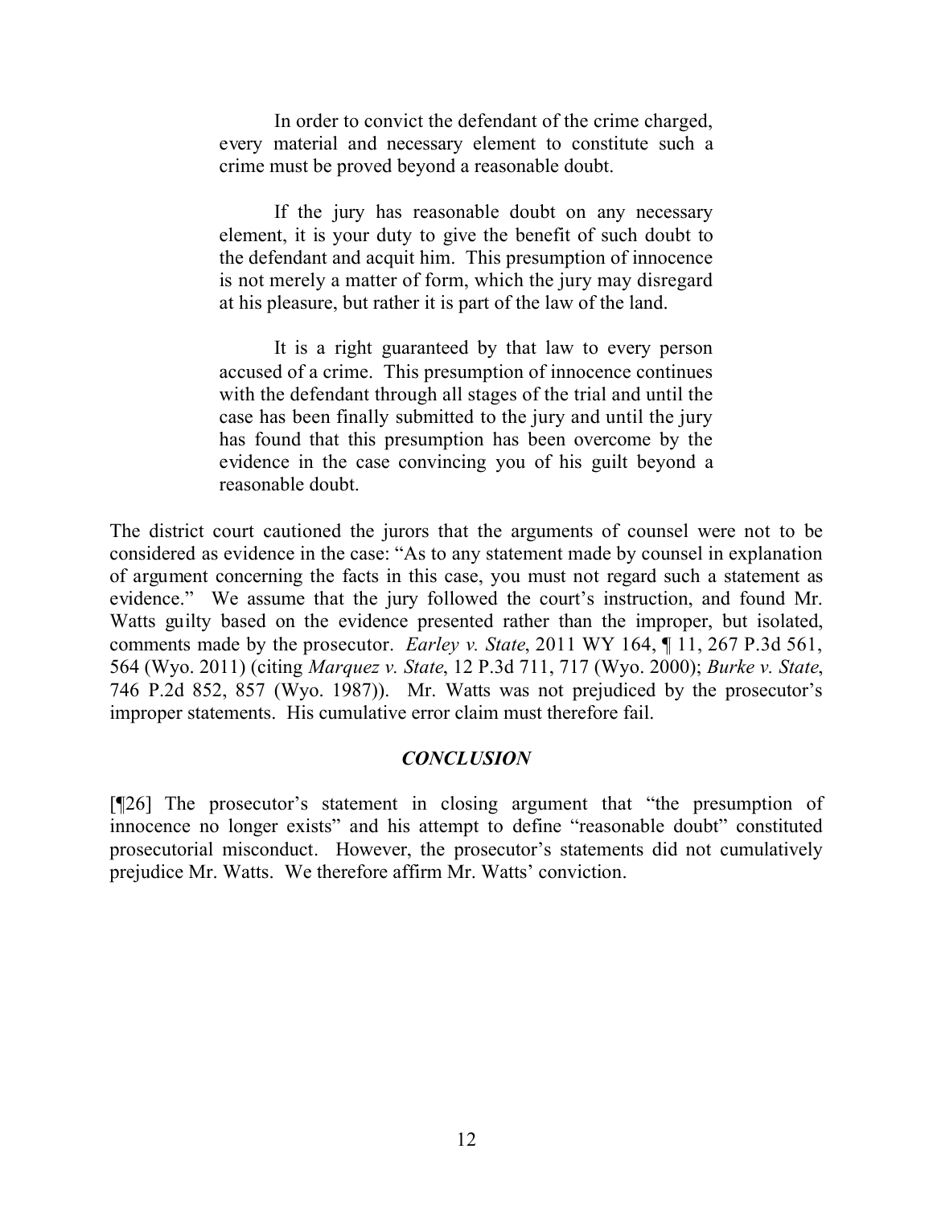> In order to convict the defendant of the crime charged, every material and necessary element to constitute such a crime must be proved beyond a reasonable doubt.
>
> If the jury has reasonable doubt on any necessary element, it is your duty to give the benefit of such doubt to the defendant and acquit him. This presumption of innocence is not merely a matter of form, which the jury may disregard at his pleasure, but rather it is part of the law of the land.
>
> It is a right guaranteed by that law to every person accused of a crime. This presumption of innocence continues with the defendant through all stages of the trial and until the case has been finally submitted to the jury and until the jury has found that this presumption has been overcome by the evidence in the case convincing you of his guilt beyond a reasonable doubt.

The district court cautioned the jurors that the arguments of counsel were not to be considered as evidence in the case: "As to any statement made by counsel in explanation of argument concerning the facts in this case, you must not regard such a statement as evidence." We assume that the jury followed the court's instruction, and found Mr. Watts guilty based on the evidence presented rather than the improper, but isolated, comments made by the prosecutor. *Earley v. State*, 2011 WY 164, ¶ 11, 267 P.3d 561, 564 (Wyo. 2011) (citing *Marquez v. State*, 12 P.3d 711, 717 (Wyo. 2000); *Burke v. State*, 746 P.2d 852, 857 (Wyo. 1987)). Mr. Watts was not prejudiced by the prosecutor's improper statements. His cumulative error claim must therefore fail.

## *CONCLUSION*

[¶26] The prosecutor's statement in closing argument that "the presumption of innocence no longer exists" and his attempt to define "reasonable doubt" constituted prosecutorial misconduct. However, the prosecutor's statements did not cumulatively prejudice Mr. Watts. We therefore affirm Mr. Watts' conviction.